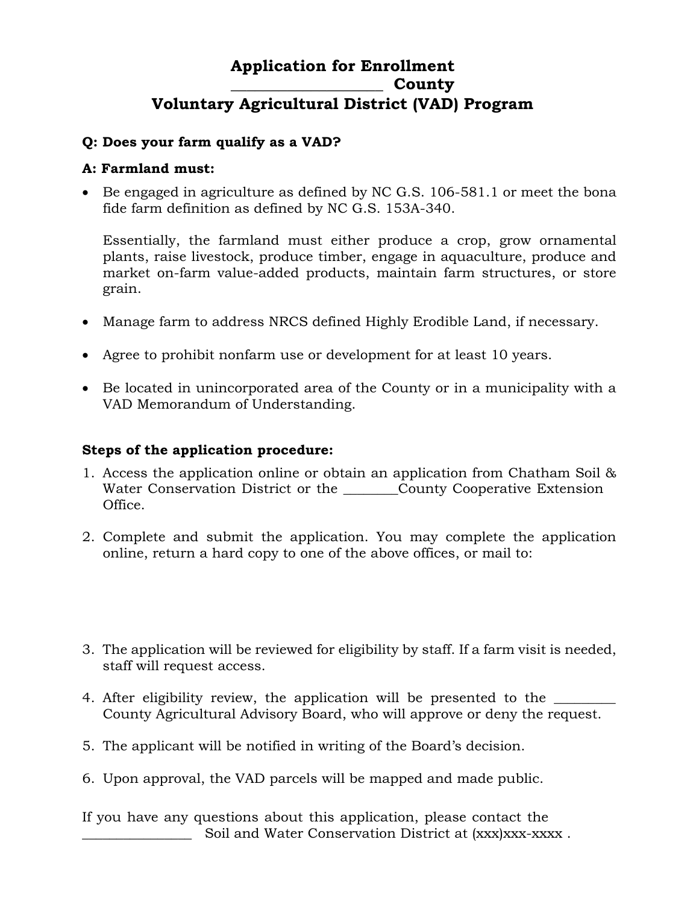# Application for Enrollment
# ___________________ County
# Voluntary Agricultural District (VAD) Program

**Q: Does your farm qualify as a VAD?**

**A: Farmland must:**

- Be engaged in agriculture as defined by NC G.S. 106-581.1 or meet the bona fide farm definition as defined by NC G.S. 153A-340.

  Essentially, the farmland must either produce a crop, grow ornamental plants, raise livestock, produce timber, engage in aquaculture, produce and market on-farm value-added products, maintain farm structures, or store grain.

- Manage farm to address NRCS defined Highly Erodible Land, if necessary.

- Agree to prohibit nonfarm use or development for at least 10 years.

- Be located in unincorporated area of the County or in a municipality with a VAD Memorandum of Understanding.

**Steps of the application procedure:**

1. Access the application online or obtain an application from Chatham Soil & Water Conservation District or the ________County Cooperative Extension Office.

2. Complete and submit the application. You may complete the application online, return a hard copy to one of the above offices, or mail to:

3. The application will be reviewed for eligibility by staff. If a farm visit is needed, staff will request access.

4. After eligibility review, the application will be presented to the _________ County Agricultural Advisory Board, who will approve or deny the request.

5. The applicant will be notified in writing of the Board's decision.

6. Upon approval, the VAD parcels will be mapped and made public.

If you have any questions about this application, please contact the ________________ Soil and Water Conservation District at (xxx)xxx-xxxx .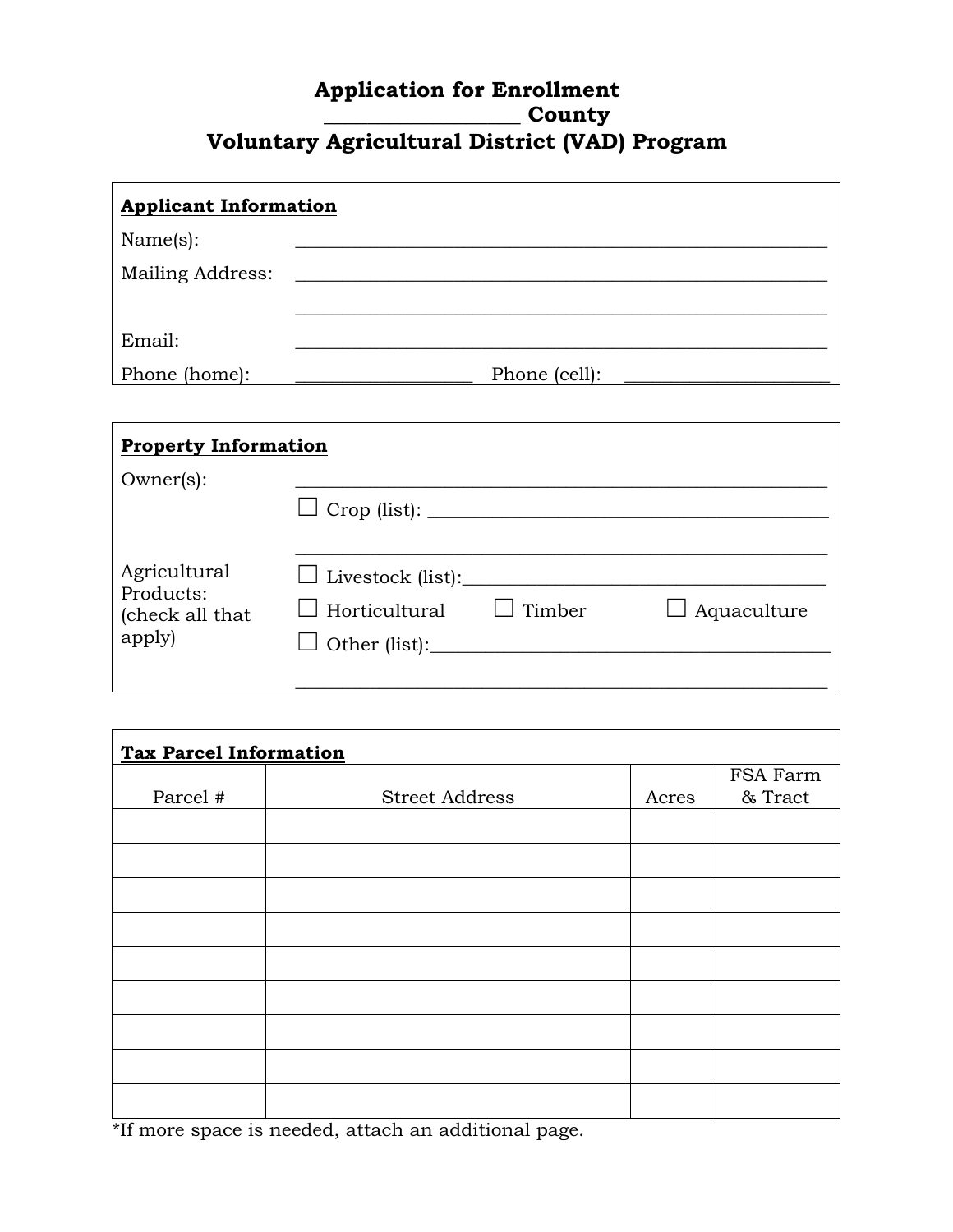# Application for Enrollment
## _________________ County
## Voluntary Agricultural District (VAD) Program

**Applicant Information**

Name(s): ____________________________________________________________

Mailing Address: ____________________________________________________________

____________________________________________________________

Email: ____________________________________________________________

Phone (home): ___________________ Phone (cell): _____________________

**Property Information**

Owner(s): ____________________________________________________________

Agricultural Products: (check all that apply)

☐ Crop (list): ____________________________________________

____________________________________________________________

☐ Livestock (list):________________________________________

☐ Horticultural ☐ Timber ☐ Aquaculture

☐ Other (list):__________________________________________

____________________________________________________________

**Tax Parcel Information**

| Parcel # | Street Address | Acres | FSA Farm & Tract |
|---|---|---|---|
| | | | |
| | | | |
| | | | |
| | | | |
| | | | |
| | | | |
| | | | |
| | | | |
| | | | |

*If more space is needed, attach an additional page.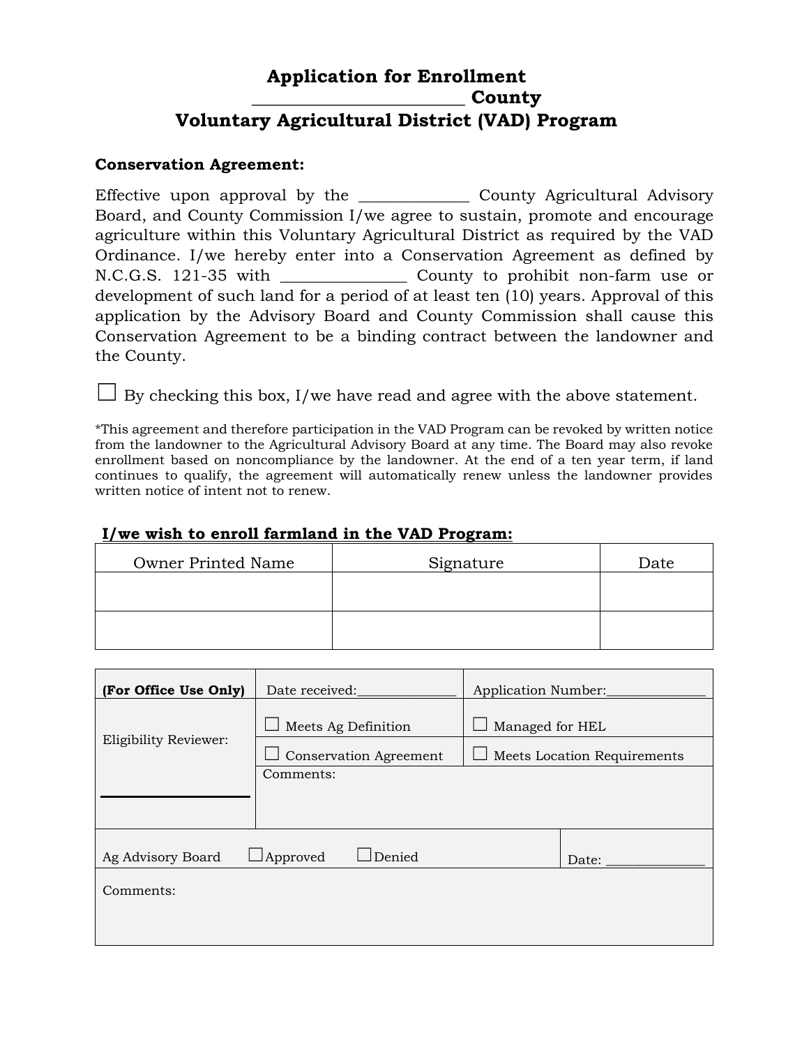# Application for Enrollment
# _______________________ County
# Voluntary Agricultural District (VAD) Program

**Conservation Agreement:**

Effective upon approval by the _____________ County Agricultural Advisory Board, and County Commission I/we agree to sustain, promote and encourage agriculture within this Voluntary Agricultural District as required by the VAD Ordinance. I/we hereby enter into a Conservation Agreement as defined by N.C.G.S. 121-35 with _______________ County to prohibit non-farm use or development of such land for a period of at least ten (10) years. Approval of this application by the Advisory Board and County Commission shall cause this Conservation Agreement to be a binding contract between the landowner and the County.

☐ By checking this box, I/we have read and agree with the above statement.

*This agreement and therefore participation in the VAD Program can be revoked by written notice from the landowner to the Agricultural Advisory Board at any time. The Board may also revoke enrollment based on noncompliance by the landowner. At the end of a ten year term, if land continues to qualify, the agreement will automatically renew unless the landowner provides written notice of intent not to renew.

**I/we wish to enroll farmland in the VAD Program:**

| Owner Printed Name | Signature | Date |
|---|---|---|
| | | |
| | | |

| | | |
|---|---|---|
| **(For Office Use Only)** | Date received:_______________ | Application Number:_______________ |
| Eligibility Reviewer: ____________________ | ☐ Meets Ag Definition | ☐ Managed for HEL |
| | ☐ Conservation Agreement | ☐ Meets Location Requirements |
| | Comments: | |
| Ag Advisory Board ☐Approved ☐Denied | | Date: _______________ |
| Comments: | | |